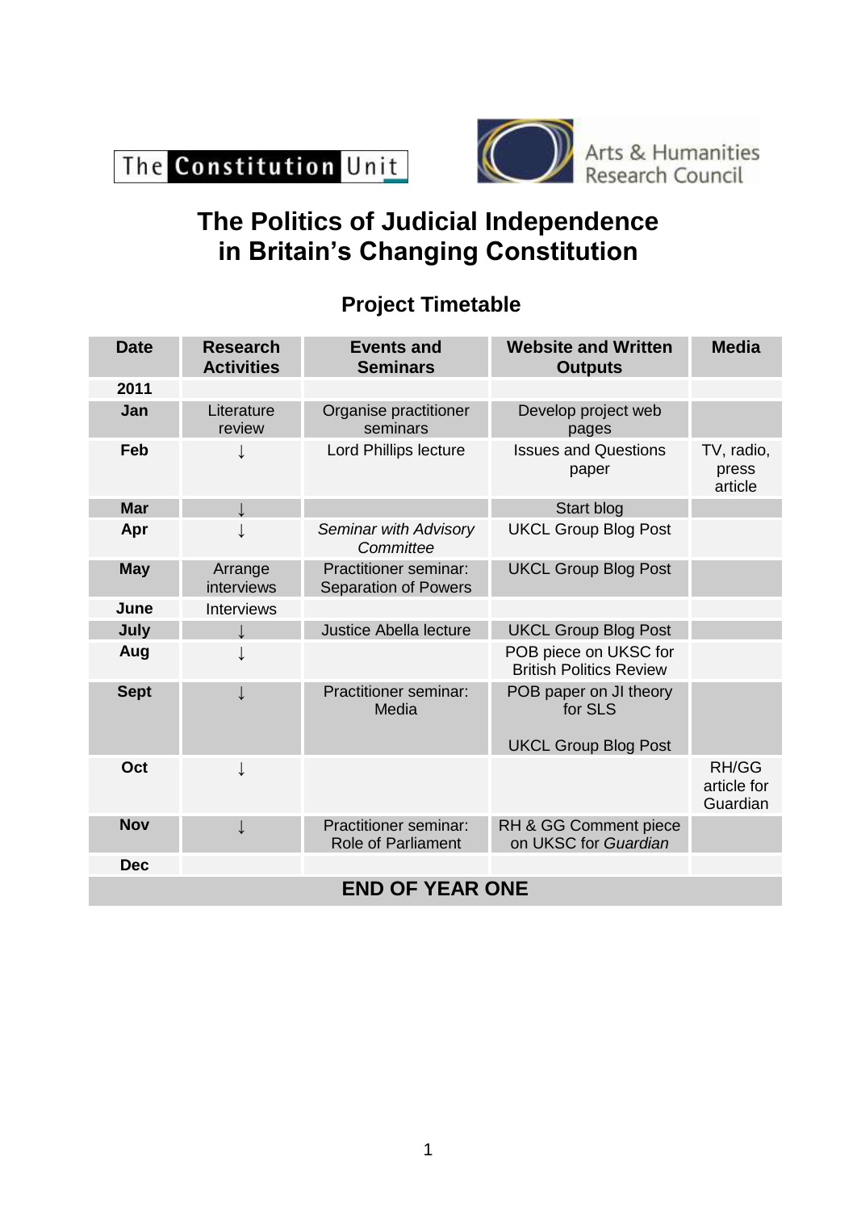The Constitution Unit

Arts & Humanities Research Council

# The Politics of Judicial Independence in Britain's Changing Constitution

## Project Timetable

| Date | Research Activities | Events and Seminars | Website and Written Outputs | Media |
|---|---|---|---|---|
| **2011** | | | | |
| **Jan** | Literature review | Organise practitioner seminars | Develop project web pages | |
| **Feb** | ↓ | Lord Phillips lecture | Issues and Questions paper | TV, radio, press article |
| **Mar** | ↓ | | Start blog | |
| **Apr** | ↓ | *Seminar with Advisory Committee* | UKCL Group Blog Post | |
| **May** | Arrange interviews | Practitioner seminar: Separation of Powers | UKCL Group Blog Post | |
| **June** | Interviews | | | |
| **July** | ↓ | Justice Abella lecture | UKCL Group Blog Post | |
| **Aug** | ↓ | | POB piece on UKSC for British Politics Review | |
| **Sept** | ↓ | Practitioner seminar: Media | POB paper on JI theory for SLS<br><br>UKCL Group Blog Post | |
| **Oct** | ↓ | | | RH/GG article for Guardian |
| **Nov** | ↓ | Practitioner seminar: Role of Parliament | RH & GG Comment piece on UKSC for *Guardian* | |
| **Dec** | | | | |
| **END OF YEAR ONE** | | | | |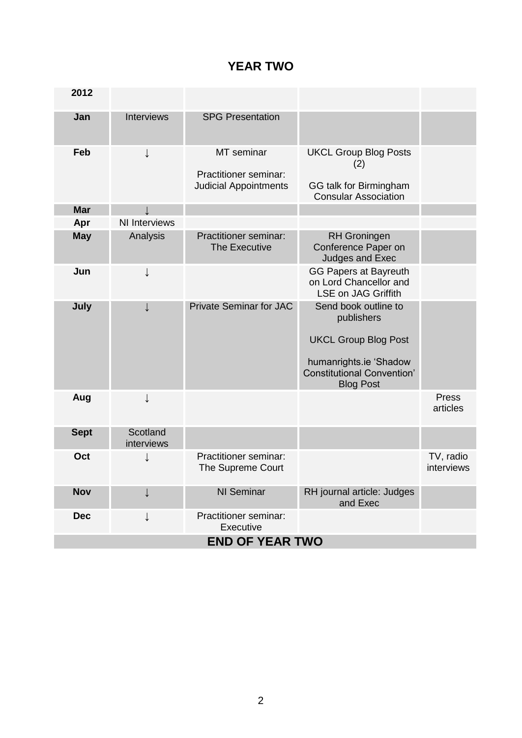## YEAR TWO

| 2012 | | | | |
|---|---|---|---|---|
| **Jan** | Interviews | SPG Presentation | | |
| **Feb** | ↓ | MT seminar<br><br>Practitioner seminar: Judicial Appointments | UKCL Group Blog Posts (2)<br><br>GG talk for Birmingham Consular Association | |
| **Mar** | ↓ | | | |
| **Apr** | NI Interviews | | | |
| **May** | Analysis | Practitioner seminar: The Executive | RH Groningen Conference Paper on Judges and Exec | |
| **Jun** | ↓ | | GG Papers at Bayreuth on Lord Chancellor and LSE on JAG Griffith | |
| **July** | ↓ | Private Seminar for JAC | Send book outline to publishers<br><br>UKCL Group Blog Post<br><br>humanrights.ie 'Shadow Constitutional Convention' Blog Post | |
| **Aug** | ↓ | | | Press articles |
| **Sept** | Scotland interviews | | | |
| **Oct** | ↓ | Practitioner seminar: The Supreme Court | | TV, radio interviews |
| **Nov** | ↓ | NI Seminar | RH journal article: Judges and Exec | |
| **Dec** | ↓ | Practitioner seminar: Executive | | |
| **END OF YEAR TWO** | | | | |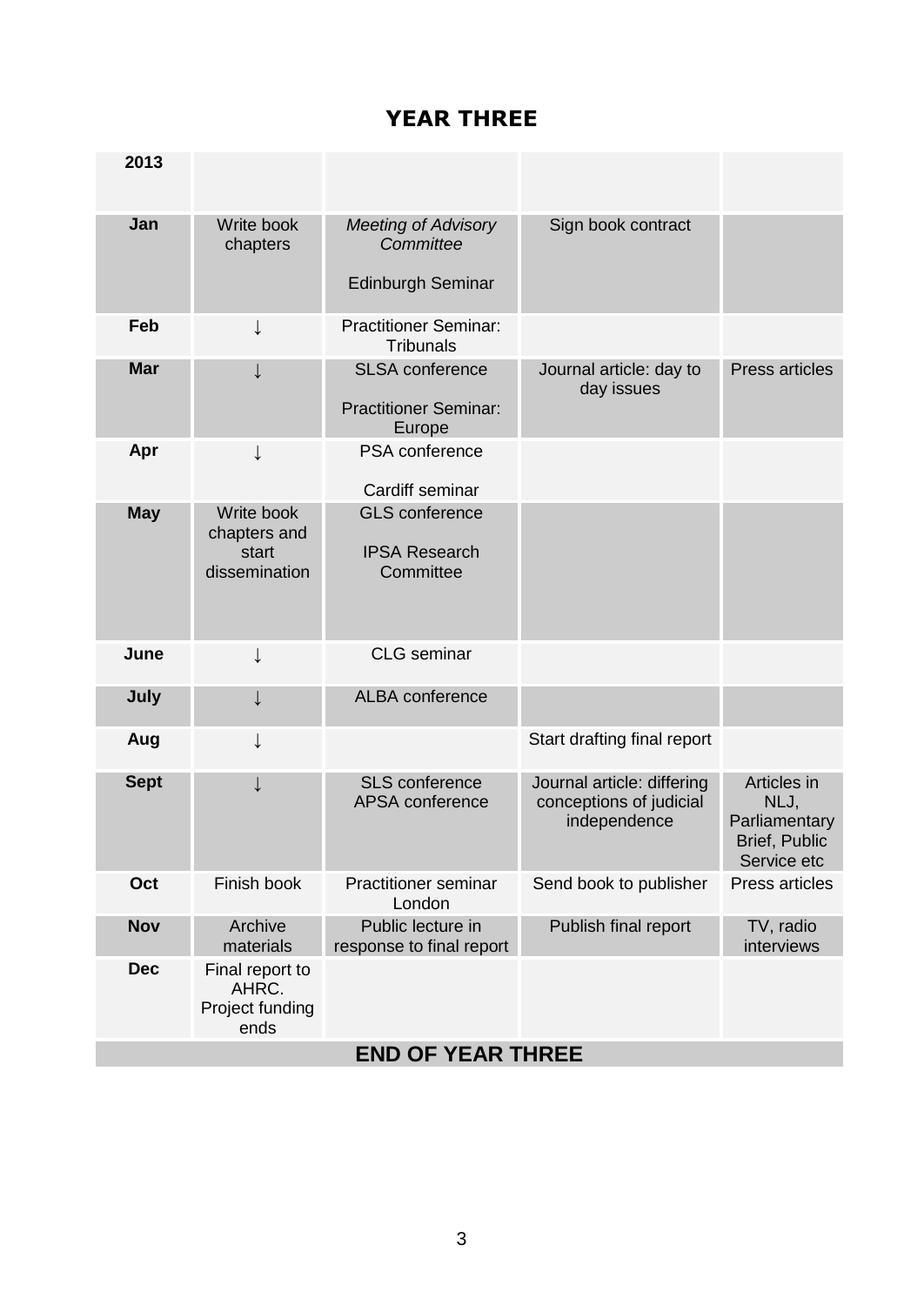# YEAR THREE

| 2013 | | | | |
|---|---|---|---|---|
| **Jan** | Write book chapters | *Meeting of Advisory Committee* <br><br> Edinburgh Seminar | Sign book contract | |
| **Feb** | ↓ | Practitioner Seminar: Tribunals | | |
| **Mar** | ↓ | SLSA conference <br><br> Practitioner Seminar: Europe | Journal article: day to day issues | Press articles |
| **Apr** | ↓ | PSA conference <br><br> Cardiff seminar | | |
| **May** | Write book chapters and start dissemination | GLS conference <br><br> IPSA Research Committee | | |
| **June** | ↓ | CLG seminar | | |
| **July** | ↓ | ALBA conference | | |
| **Aug** | ↓ | | Start drafting final report | |
| **Sept** | ↓ | SLS conference <br> APSA conference | Journal article: differing conceptions of judicial independence | Articles in NLJ, Parliamentary Brief, Public Service etc |
| **Oct** | Finish book | Practitioner seminar London | Send book to publisher | Press articles |
| **Nov** | Archive materials | Public lecture in response to final report | Publish final report | TV, radio interviews |
| **Dec** | Final report to AHRC. Project funding ends | | | |
| **END OF YEAR THREE** | | | | |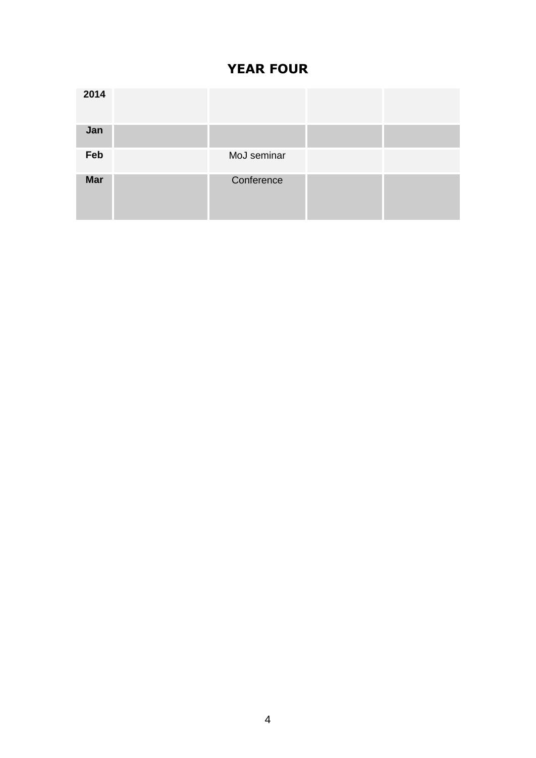## YEAR FOUR

| | | | | |
|---|---|---|---|---|
| **2014** | | | | |
| **Jan** | | | | |
| **Feb** | | MoJ seminar | | |
| **Mar** | | Conference | | |